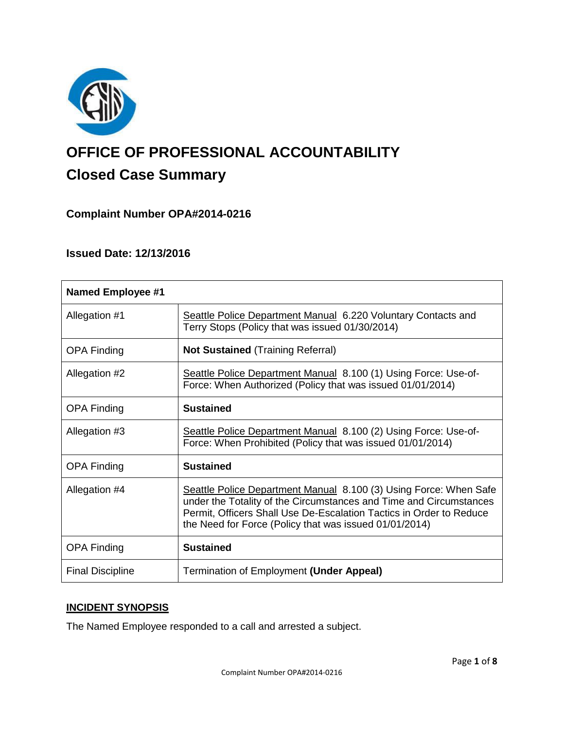# OFFICE OF PROFESSIONAL ACCOUNTABILITY

## Closed Case Summary

### Complaint Number OPA#2014-0216

### Issued Date: 12/13/2016

| Named Employee #1 | |
|---|---|
| Allegation #1 | Seattle Police Department Manual 6.220 Voluntary Contacts and Terry Stops (Policy that was issued 01/30/2014) |
| OPA Finding | **Not Sustained** (Training Referral) |
| Allegation #2 | Seattle Police Department Manual 8.100 (1) Using Force: Use-of-Force: When Authorized (Policy that was issued 01/01/2014) |
| OPA Finding | **Sustained** |
| Allegation #3 | Seattle Police Department Manual 8.100 (2) Using Force: Use-of-Force: When Prohibited (Policy that was issued 01/01/2014) |
| OPA Finding | **Sustained** |
| Allegation #4 | Seattle Police Department Manual 8.100 (3) Using Force: When Safe under the Totality of the Circumstances and Time and Circumstances Permit, Officers Shall Use De-Escalation Tactics in Order to Reduce the Need for Force (Policy that was issued 01/01/2014) |
| OPA Finding | **Sustained** |
| Final Discipline | Termination of Employment **(Under Appeal)** |

**INCIDENT SYNOPSIS**

The Named Employee responded to a call and arrested a subject.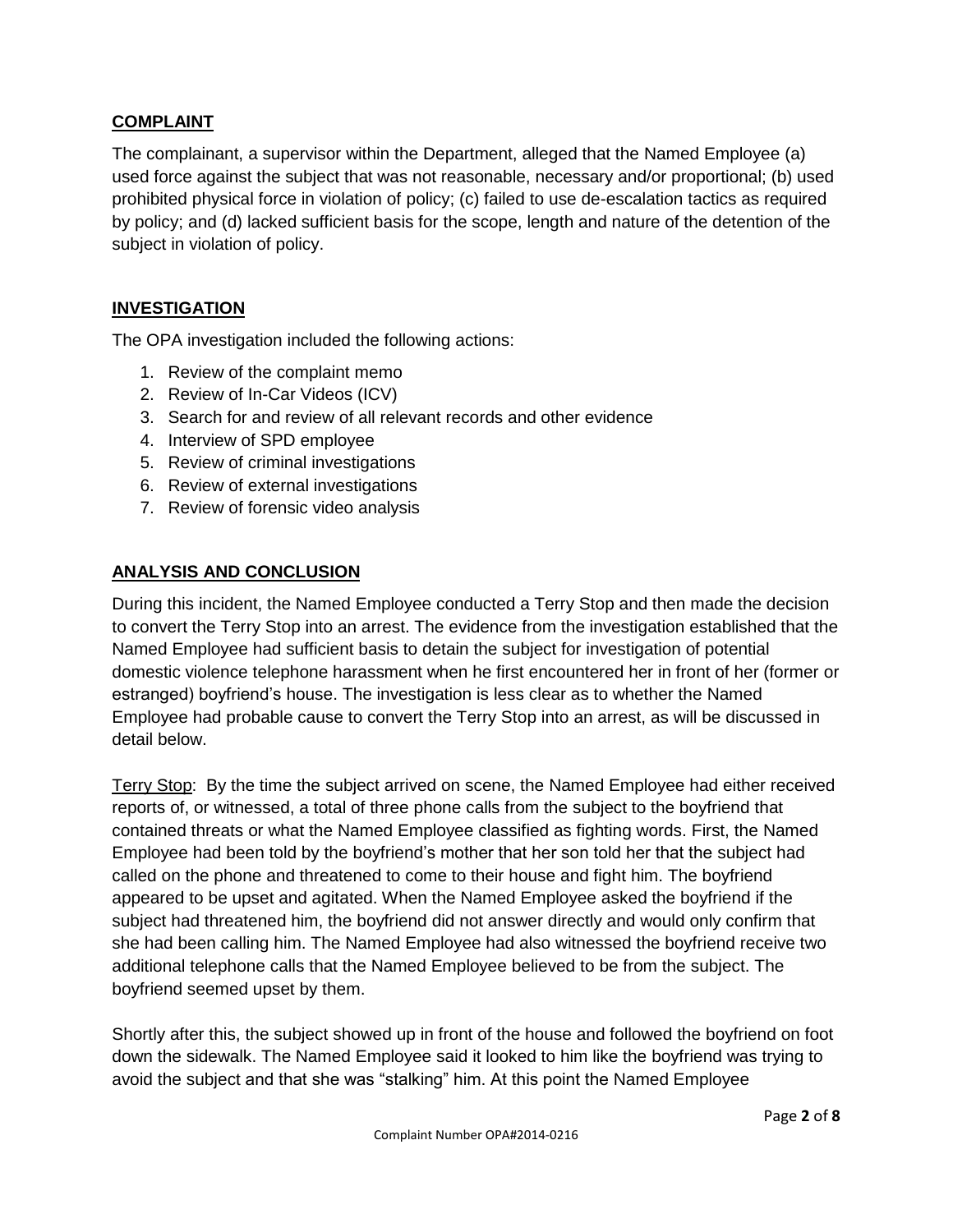## COMPLAINT

The complainant, a supervisor within the Department, alleged that the Named Employee (a) used force against the subject that was not reasonable, necessary and/or proportional; (b) used prohibited physical force in violation of policy; (c) failed to use de-escalation tactics as required by policy; and (d) lacked sufficient basis for the scope, length and nature of the detention of the subject in violation of policy.

## INVESTIGATION

The OPA investigation included the following actions:

1. Review of the complaint memo
2. Review of In-Car Videos (ICV)
3. Search for and review of all relevant records and other evidence
4. Interview of SPD employee
5. Review of criminal investigations
6. Review of external investigations
7. Review of forensic video analysis

## ANALYSIS AND CONCLUSION

During this incident, the Named Employee conducted a Terry Stop and then made the decision to convert the Terry Stop into an arrest. The evidence from the investigation established that the Named Employee had sufficient basis to detain the subject for investigation of potential domestic violence telephone harassment when he first encountered her in front of her (former or estranged) boyfriend's house. The investigation is less clear as to whether the Named Employee had probable cause to convert the Terry Stop into an arrest, as will be discussed in detail below.

Terry Stop: By the time the subject arrived on scene, the Named Employee had either received reports of, or witnessed, a total of three phone calls from the subject to the boyfriend that contained threats or what the Named Employee classified as fighting words. First, the Named Employee had been told by the boyfriend's mother that her son told her that the subject had called on the phone and threatened to come to their house and fight him. The boyfriend appeared to be upset and agitated. When the Named Employee asked the boyfriend if the subject had threatened him, the boyfriend did not answer directly and would only confirm that she had been calling him. The Named Employee had also witnessed the boyfriend receive two additional telephone calls that the Named Employee believed to be from the subject. The boyfriend seemed upset by them.

Shortly after this, the subject showed up in front of the house and followed the boyfriend on foot down the sidewalk. The Named Employee said it looked to him like the boyfriend was trying to avoid the subject and that she was "stalking" him. At this point the Named Employee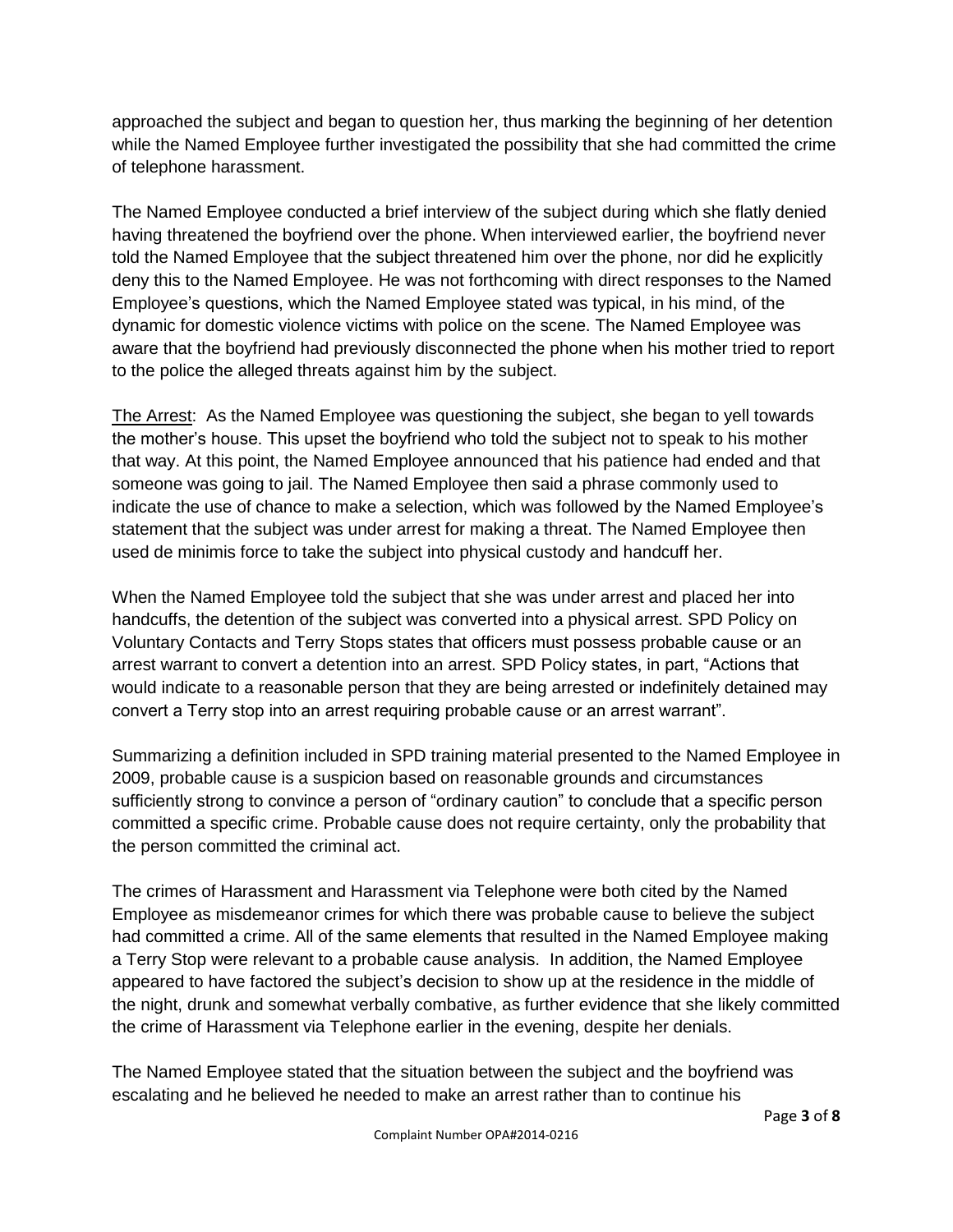approached the subject and began to question her, thus marking the beginning of her detention while the Named Employee further investigated the possibility that she had committed the crime of telephone harassment.

The Named Employee conducted a brief interview of the subject during which she flatly denied having threatened the boyfriend over the phone. When interviewed earlier, the boyfriend never told the Named Employee that the subject threatened him over the phone, nor did he explicitly deny this to the Named Employee. He was not forthcoming with direct responses to the Named Employee's questions, which the Named Employee stated was typical, in his mind, of the dynamic for domestic violence victims with police on the scene. The Named Employee was aware that the boyfriend had previously disconnected the phone when his mother tried to report to the police the alleged threats against him by the subject.

<u>The Arrest</u>: As the Named Employee was questioning the subject, she began to yell towards the mother's house. This upset the boyfriend who told the subject not to speak to his mother that way. At this point, the Named Employee announced that his patience had ended and that someone was going to jail. The Named Employee then said a phrase commonly used to indicate the use of chance to make a selection, which was followed by the Named Employee's statement that the subject was under arrest for making a threat. The Named Employee then used de minimis force to take the subject into physical custody and handcuff her.

When the Named Employee told the subject that she was under arrest and placed her into handcuffs, the detention of the subject was converted into a physical arrest. SPD Policy on Voluntary Contacts and Terry Stops states that officers must possess probable cause or an arrest warrant to convert a detention into an arrest. SPD Policy states, in part, "Actions that would indicate to a reasonable person that they are being arrested or indefinitely detained may convert a Terry stop into an arrest requiring probable cause or an arrest warrant".

Summarizing a definition included in SPD training material presented to the Named Employee in 2009, probable cause is a suspicion based on reasonable grounds and circumstances sufficiently strong to convince a person of "ordinary caution" to conclude that a specific person committed a specific crime. Probable cause does not require certainty, only the probability that the person committed the criminal act.

The crimes of Harassment and Harassment via Telephone were both cited by the Named Employee as misdemeanor crimes for which there was probable cause to believe the subject had committed a crime. All of the same elements that resulted in the Named Employee making a Terry Stop were relevant to a probable cause analysis. In addition, the Named Employee appeared to have factored the subject's decision to show up at the residence in the middle of the night, drunk and somewhat verbally combative, as further evidence that she likely committed the crime of Harassment via Telephone earlier in the evening, despite her denials.

The Named Employee stated that the situation between the subject and the boyfriend was escalating and he believed he needed to make an arrest rather than to continue his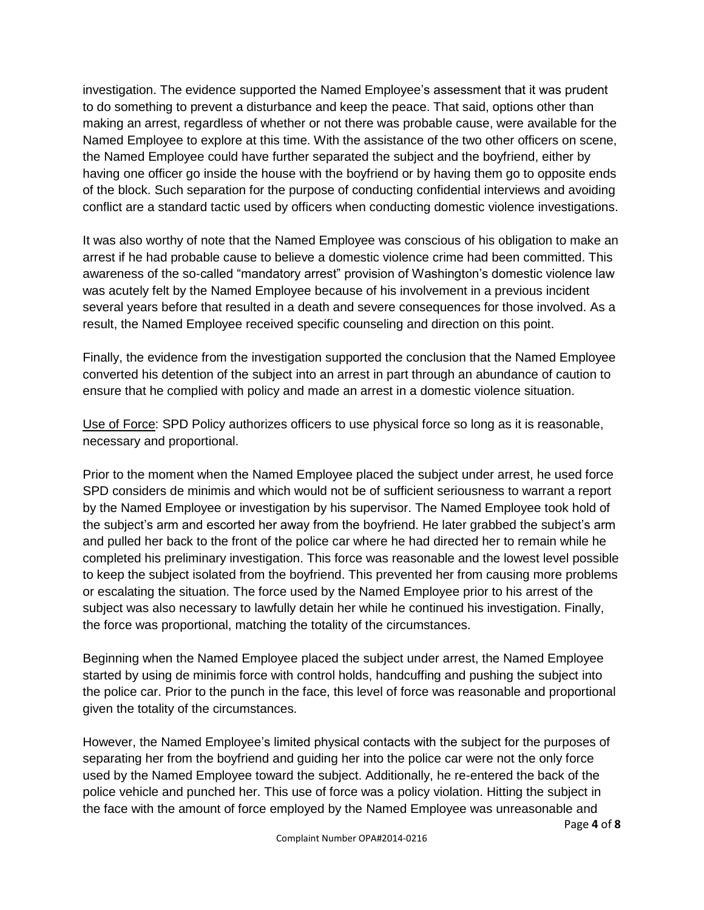investigation. The evidence supported the Named Employee's assessment that it was prudent to do something to prevent a disturbance and keep the peace. That said, options other than making an arrest, regardless of whether or not there was probable cause, were available for the Named Employee to explore at this time. With the assistance of the two other officers on scene, the Named Employee could have further separated the subject and the boyfriend, either by having one officer go inside the house with the boyfriend or by having them go to opposite ends of the block. Such separation for the purpose of conducting confidential interviews and avoiding conflict are a standard tactic used by officers when conducting domestic violence investigations.

It was also worthy of note that the Named Employee was conscious of his obligation to make an arrest if he had probable cause to believe a domestic violence crime had been committed. This awareness of the so-called "mandatory arrest" provision of Washington's domestic violence law was acutely felt by the Named Employee because of his involvement in a previous incident several years before that resulted in a death and severe consequences for those involved. As a result, the Named Employee received specific counseling and direction on this point.

Finally, the evidence from the investigation supported the conclusion that the Named Employee converted his detention of the subject into an arrest in part through an abundance of caution to ensure that he complied with policy and made an arrest in a domestic violence situation.

Use of Force: SPD Policy authorizes officers to use physical force so long as it is reasonable, necessary and proportional.

Prior to the moment when the Named Employee placed the subject under arrest, he used force SPD considers de minimis and which would not be of sufficient seriousness to warrant a report by the Named Employee or investigation by his supervisor. The Named Employee took hold of the subject's arm and escorted her away from the boyfriend. He later grabbed the subject's arm and pulled her back to the front of the police car where he had directed her to remain while he completed his preliminary investigation. This force was reasonable and the lowest level possible to keep the subject isolated from the boyfriend. This prevented her from causing more problems or escalating the situation. The force used by the Named Employee prior to his arrest of the subject was also necessary to lawfully detain her while he continued his investigation. Finally, the force was proportional, matching the totality of the circumstances.

Beginning when the Named Employee placed the subject under arrest, the Named Employee started by using de minimis force with control holds, handcuffing and pushing the subject into the police car. Prior to the punch in the face, this level of force was reasonable and proportional given the totality of the circumstances.

However, the Named Employee's limited physical contacts with the subject for the purposes of separating her from the boyfriend and guiding her into the police car were not the only force used by the Named Employee toward the subject. Additionally, he re-entered the back of the police vehicle and punched her. This use of force was a policy violation. Hitting the subject in the face with the amount of force employed by the Named Employee was unreasonable and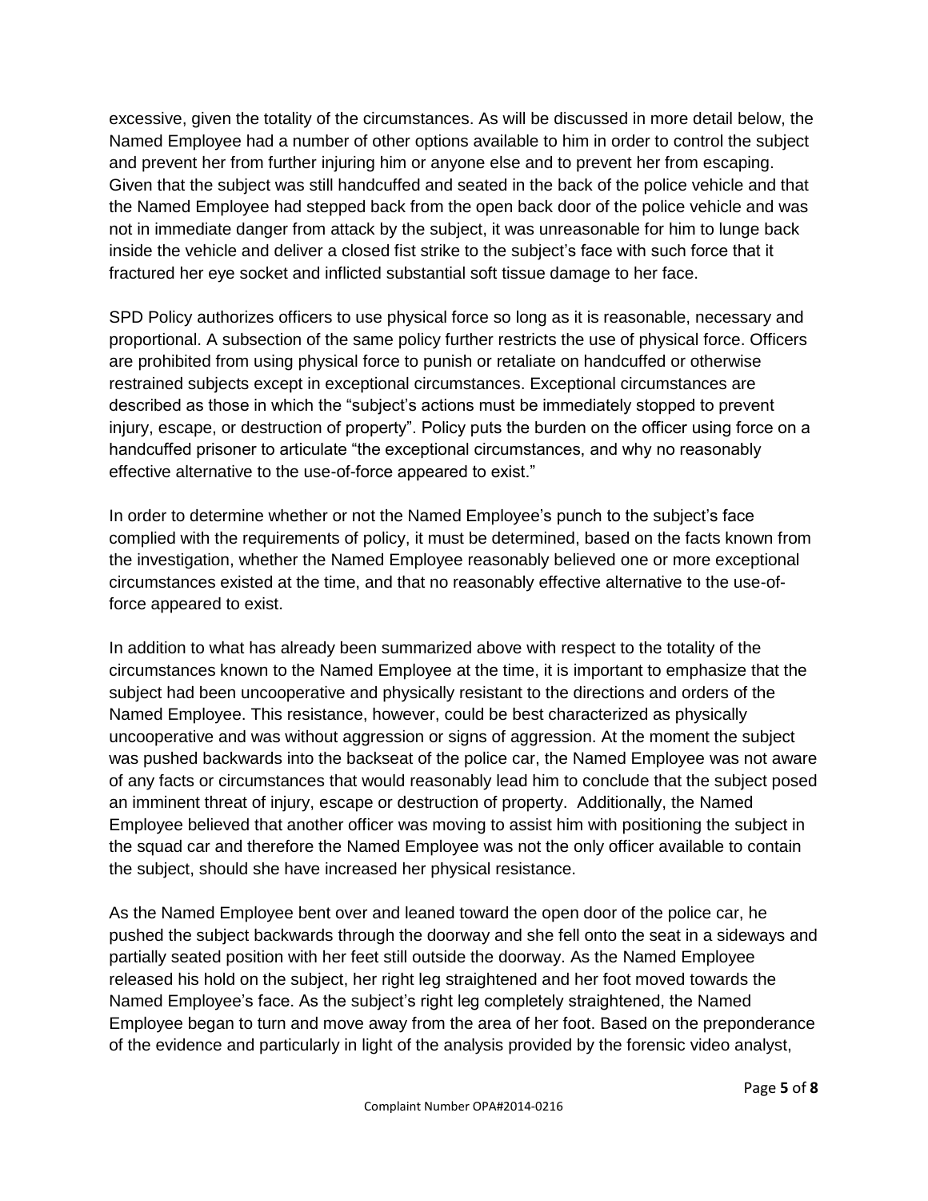excessive, given the totality of the circumstances. As will be discussed in more detail below, the Named Employee had a number of other options available to him in order to control the subject and prevent her from further injuring him or anyone else and to prevent her from escaping. Given that the subject was still handcuffed and seated in the back of the police vehicle and that the Named Employee had stepped back from the open back door of the police vehicle and was not in immediate danger from attack by the subject, it was unreasonable for him to lunge back inside the vehicle and deliver a closed fist strike to the subject's face with such force that it fractured her eye socket and inflicted substantial soft tissue damage to her face.

SPD Policy authorizes officers to use physical force so long as it is reasonable, necessary and proportional. A subsection of the same policy further restricts the use of physical force. Officers are prohibited from using physical force to punish or retaliate on handcuffed or otherwise restrained subjects except in exceptional circumstances. Exceptional circumstances are described as those in which the "subject's actions must be immediately stopped to prevent injury, escape, or destruction of property". Policy puts the burden on the officer using force on a handcuffed prisoner to articulate "the exceptional circumstances, and why no reasonably effective alternative to the use-of-force appeared to exist."

In order to determine whether or not the Named Employee's punch to the subject's face complied with the requirements of policy, it must be determined, based on the facts known from the investigation, whether the Named Employee reasonably believed one or more exceptional circumstances existed at the time, and that no reasonably effective alternative to the use-of-force appeared to exist.

In addition to what has already been summarized above with respect to the totality of the circumstances known to the Named Employee at the time, it is important to emphasize that the subject had been uncooperative and physically resistant to the directions and orders of the Named Employee. This resistance, however, could be best characterized as physically uncooperative and was without aggression or signs of aggression. At the moment the subject was pushed backwards into the backseat of the police car, the Named Employee was not aware of any facts or circumstances that would reasonably lead him to conclude that the subject posed an imminent threat of injury, escape or destruction of property. Additionally, the Named Employee believed that another officer was moving to assist him with positioning the subject in the squad car and therefore the Named Employee was not the only officer available to contain the subject, should she have increased her physical resistance.

As the Named Employee bent over and leaned toward the open door of the police car, he pushed the subject backwards through the doorway and she fell onto the seat in a sideways and partially seated position with her feet still outside the doorway. As the Named Employee released his hold on the subject, her right leg straightened and her foot moved towards the Named Employee's face. As the subject's right leg completely straightened, the Named Employee began to turn and move away from the area of her foot. Based on the preponderance of the evidence and particularly in light of the analysis provided by the forensic video analyst,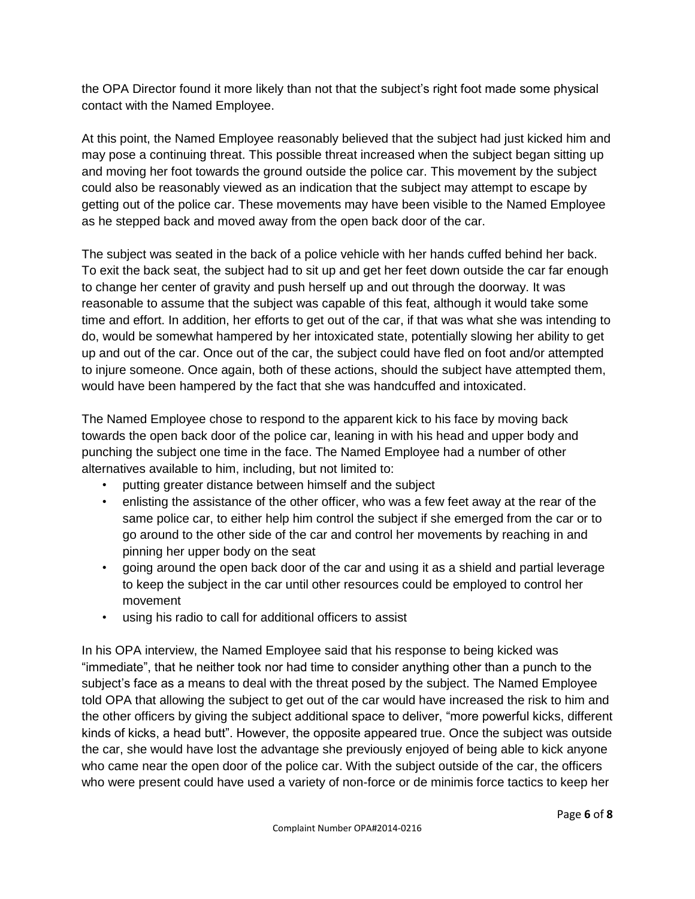the OPA Director found it more likely than not that the subject's right foot made some physical contact with the Named Employee.

At this point, the Named Employee reasonably believed that the subject had just kicked him and may pose a continuing threat. This possible threat increased when the subject began sitting up and moving her foot towards the ground outside the police car. This movement by the subject could also be reasonably viewed as an indication that the subject may attempt to escape by getting out of the police car. These movements may have been visible to the Named Employee as he stepped back and moved away from the open back door of the car.

The subject was seated in the back of a police vehicle with her hands cuffed behind her back. To exit the back seat, the subject had to sit up and get her feet down outside the car far enough to change her center of gravity and push herself up and out through the doorway. It was reasonable to assume that the subject was capable of this feat, although it would take some time and effort. In addition, her efforts to get out of the car, if that was what she was intending to do, would be somewhat hampered by her intoxicated state, potentially slowing her ability to get up and out of the car. Once out of the car, the subject could have fled on foot and/or attempted to injure someone. Once again, both of these actions, should the subject have attempted them, would have been hampered by the fact that she was handcuffed and intoxicated.

The Named Employee chose to respond to the apparent kick to his face by moving back towards the open back door of the police car, leaning in with his head and upper body and punching the subject one time in the face. The Named Employee had a number of other alternatives available to him, including, but not limited to:

- putting greater distance between himself and the subject
- enlisting the assistance of the other officer, who was a few feet away at the rear of the same police car, to either help him control the subject if she emerged from the car or to go around to the other side of the car and control her movements by reaching in and pinning her upper body on the seat
- going around the open back door of the car and using it as a shield and partial leverage to keep the subject in the car until other resources could be employed to control her movement
- using his radio to call for additional officers to assist

In his OPA interview, the Named Employee said that his response to being kicked was "immediate", that he neither took nor had time to consider anything other than a punch to the subject's face as a means to deal with the threat posed by the subject. The Named Employee told OPA that allowing the subject to get out of the car would have increased the risk to him and the other officers by giving the subject additional space to deliver, "more powerful kicks, different kinds of kicks, a head butt". However, the opposite appeared true. Once the subject was outside the car, she would have lost the advantage she previously enjoyed of being able to kick anyone who came near the open door of the police car. With the subject outside of the car, the officers who were present could have used a variety of non-force or de minimis force tactics to keep her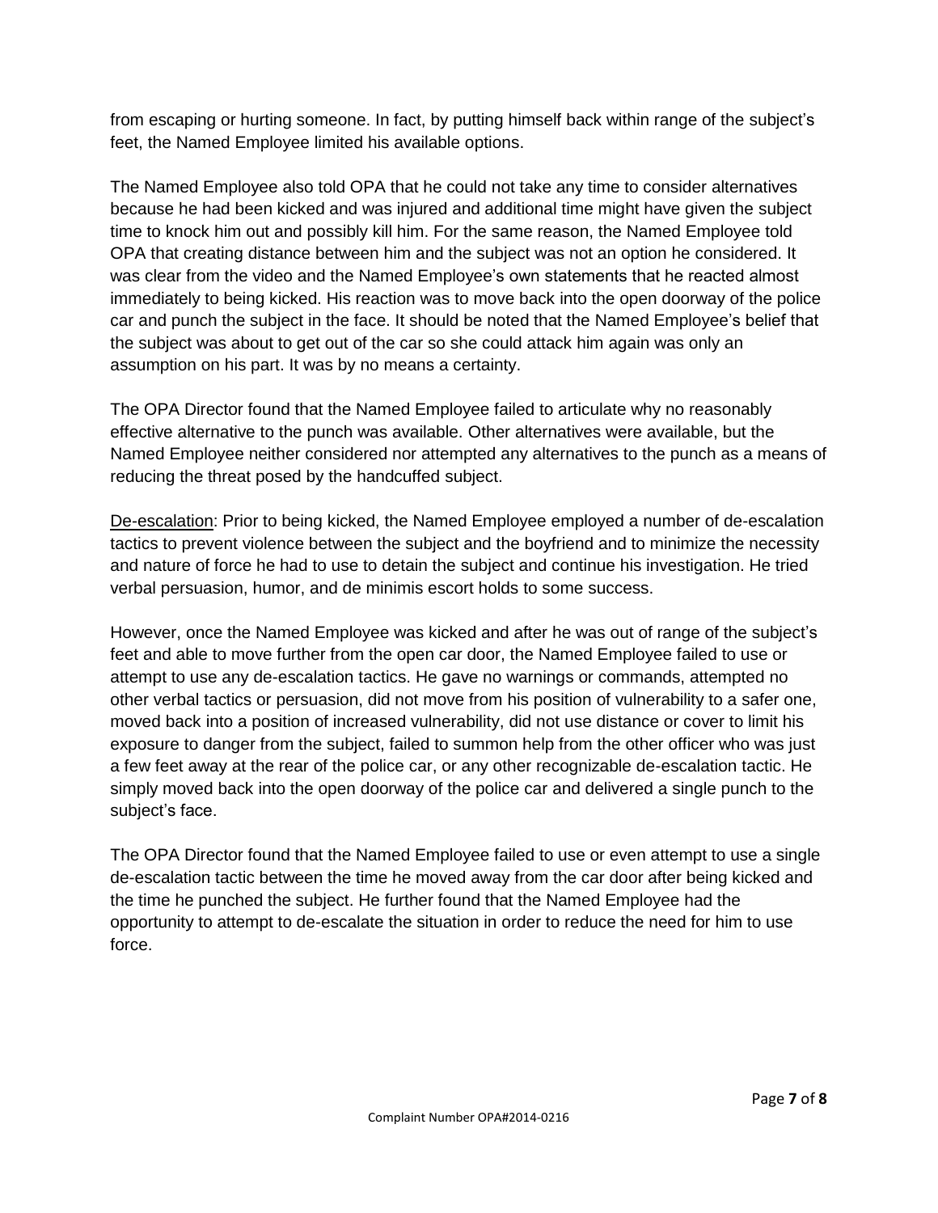from escaping or hurting someone. In fact, by putting himself back within range of the subject's feet, the Named Employee limited his available options.

The Named Employee also told OPA that he could not take any time to consider alternatives because he had been kicked and was injured and additional time might have given the subject time to knock him out and possibly kill him. For the same reason, the Named Employee told OPA that creating distance between him and the subject was not an option he considered. It was clear from the video and the Named Employee's own statements that he reacted almost immediately to being kicked. His reaction was to move back into the open doorway of the police car and punch the subject in the face. It should be noted that the Named Employee's belief that the subject was about to get out of the car so she could attack him again was only an assumption on his part. It was by no means a certainty.

The OPA Director found that the Named Employee failed to articulate why no reasonably effective alternative to the punch was available. Other alternatives were available, but the Named Employee neither considered nor attempted any alternatives to the punch as a means of reducing the threat posed by the handcuffed subject.

<u>De-escalation</u>: Prior to being kicked, the Named Employee employed a number of de-escalation tactics to prevent violence between the subject and the boyfriend and to minimize the necessity and nature of force he had to use to detain the subject and continue his investigation. He tried verbal persuasion, humor, and de minimis escort holds to some success.

However, once the Named Employee was kicked and after he was out of range of the subject's feet and able to move further from the open car door, the Named Employee failed to use or attempt to use any de-escalation tactics. He gave no warnings or commands, attempted no other verbal tactics or persuasion, did not move from his position of vulnerability to a safer one, moved back into a position of increased vulnerability, did not use distance or cover to limit his exposure to danger from the subject, failed to summon help from the other officer who was just a few feet away at the rear of the police car, or any other recognizable de-escalation tactic. He simply moved back into the open doorway of the police car and delivered a single punch to the subject's face.

The OPA Director found that the Named Employee failed to use or even attempt to use a single de-escalation tactic between the time he moved away from the car door after being kicked and the time he punched the subject. He further found that the Named Employee had the opportunity to attempt to de-escalate the situation in order to reduce the need for him to use force.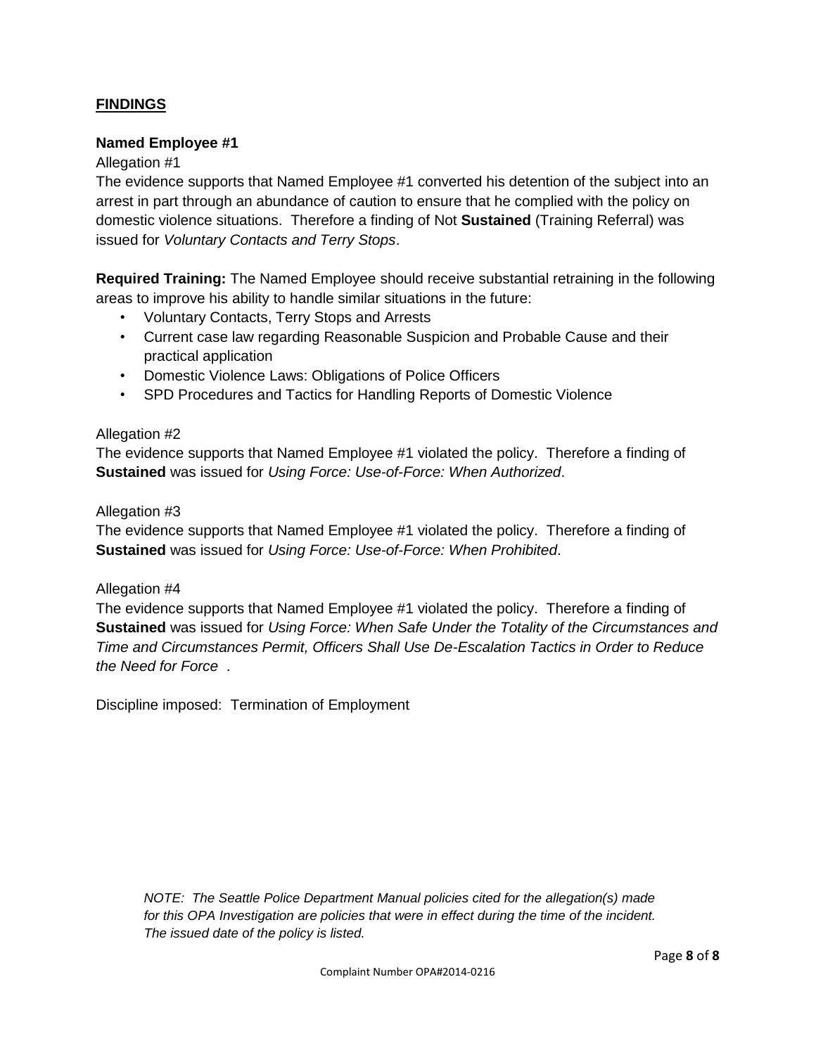## **FINDINGS**

**Named Employee #1**

Allegation #1

The evidence supports that Named Employee #1 converted his detention of the subject into an arrest in part through an abundance of caution to ensure that he complied with the policy on domestic violence situations. Therefore a finding of Not **Sustained** (Training Referral) was issued for *Voluntary Contacts and Terry Stops*.

**Required Training:** The Named Employee should receive substantial retraining in the following areas to improve his ability to handle similar situations in the future:

- Voluntary Contacts, Terry Stops and Arrests
- Current case law regarding Reasonable Suspicion and Probable Cause and their practical application
- Domestic Violence Laws: Obligations of Police Officers
- SPD Procedures and Tactics for Handling Reports of Domestic Violence

Allegation #2

The evidence supports that Named Employee #1 violated the policy. Therefore a finding of **Sustained** was issued for *Using Force: Use-of-Force: When Authorized*.

Allegation #3

The evidence supports that Named Employee #1 violated the policy. Therefore a finding of **Sustained** was issued for *Using Force: Use-of-Force: When Prohibited*.

Allegation #4

The evidence supports that Named Employee #1 violated the policy. Therefore a finding of **Sustained** was issued for *Using Force: When Safe Under the Totality of the Circumstances and Time and Circumstances Permit, Officers Shall Use De-Escalation Tactics in Order to Reduce the Need for Force* .

Discipline imposed: Termination of Employment

*NOTE: The Seattle Police Department Manual policies cited for the allegation(s) made for this OPA Investigation are policies that were in effect during the time of the incident. The issued date of the policy is listed.*

Complaint Number OPA#2014-0216